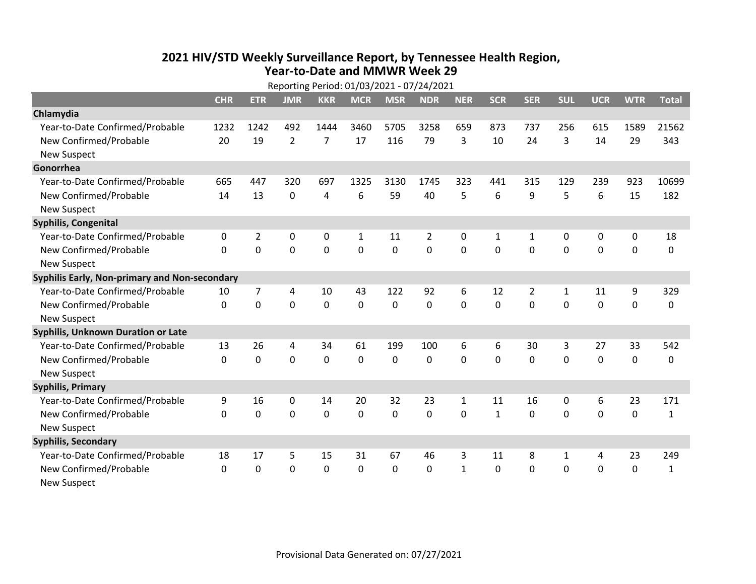# 2021 HIV/STD Weekly Surveillance Report, by Tennessee Health Region, Year-to-Date and MMWR Week 29

Reporting Period: 01/03/2021 - 07/24/2021

| | CHR | ETR | JMR | KKR | MCR | MSR | NDR | NER | SCR | SER | SUL | UCR | WTR | Total |
|---|---|---|---|---|---|---|---|---|---|---|---|---|---|---|
| **Chlamydia** | | | | | | | | | | | | | | |
| Year-to-Date Confirmed/Probable | 1232 | 1242 | 492 | 1444 | 3460 | 5705 | 3258 | 659 | 873 | 737 | 256 | 615 | 1589 | 21562 |
| New Confirmed/Probable | 20 | 19 | 2 | 7 | 17 | 116 | 79 | 3 | 10 | 24 | 3 | 14 | 29 | 343 |
| New Suspect | | | | | | | | | | | | | | |
| **Gonorrhea** | | | | | | | | | | | | | | |
| Year-to-Date Confirmed/Probable | 665 | 447 | 320 | 697 | 1325 | 3130 | 1745 | 323 | 441 | 315 | 129 | 239 | 923 | 10699 |
| New Confirmed/Probable | 14 | 13 | 0 | 4 | 6 | 59 | 40 | 5 | 6 | 9 | 5 | 6 | 15 | 182 |
| New Suspect | | | | | | | | | | | | | | |
| **Syphilis, Congenital** | | | | | | | | | | | | | | |
| Year-to-Date Confirmed/Probable | 0 | 2 | 0 | 0 | 1 | 11 | 2 | 0 | 1 | 1 | 0 | 0 | 0 | 18 |
| New Confirmed/Probable | 0 | 0 | 0 | 0 | 0 | 0 | 0 | 0 | 0 | 0 | 0 | 0 | 0 | 0 |
| New Suspect | | | | | | | | | | | | | | |
| **Syphilis Early, Non-primary and Non-secondary** | | | | | | | | | | | | | | |
| Year-to-Date Confirmed/Probable | 10 | 7 | 4 | 10 | 43 | 122 | 92 | 6 | 12 | 2 | 1 | 11 | 9 | 329 |
| New Confirmed/Probable | 0 | 0 | 0 | 0 | 0 | 0 | 0 | 0 | 0 | 0 | 0 | 0 | 0 | 0 |
| New Suspect | | | | | | | | | | | | | | |
| **Syphilis, Unknown Duration or Late** | | | | | | | | | | | | | | |
| Year-to-Date Confirmed/Probable | 13 | 26 | 4 | 34 | 61 | 199 | 100 | 6 | 6 | 30 | 3 | 27 | 33 | 542 |
| New Confirmed/Probable | 0 | 0 | 0 | 0 | 0 | 0 | 0 | 0 | 0 | 0 | 0 | 0 | 0 | 0 |
| New Suspect | | | | | | | | | | | | | | |
| **Syphilis, Primary** | | | | | | | | | | | | | | |
| Year-to-Date Confirmed/Probable | 9 | 16 | 0 | 14 | 20 | 32 | 23 | 1 | 11 | 16 | 0 | 6 | 23 | 171 |
| New Confirmed/Probable | 0 | 0 | 0 | 0 | 0 | 0 | 0 | 0 | 1 | 0 | 0 | 0 | 0 | 1 |
| New Suspect | | | | | | | | | | | | | | |
| **Syphilis, Secondary** | | | | | | | | | | | | | | |
| Year-to-Date Confirmed/Probable | 18 | 17 | 5 | 15 | 31 | 67 | 46 | 3 | 11 | 8 | 1 | 4 | 23 | 249 |
| New Confirmed/Probable | 0 | 0 | 0 | 0 | 0 | 0 | 0 | 1 | 0 | 0 | 0 | 0 | 0 | 1 |
| New Suspect | | | | | | | | | | | | | | |

Provisional Data Generated on: 07/27/2021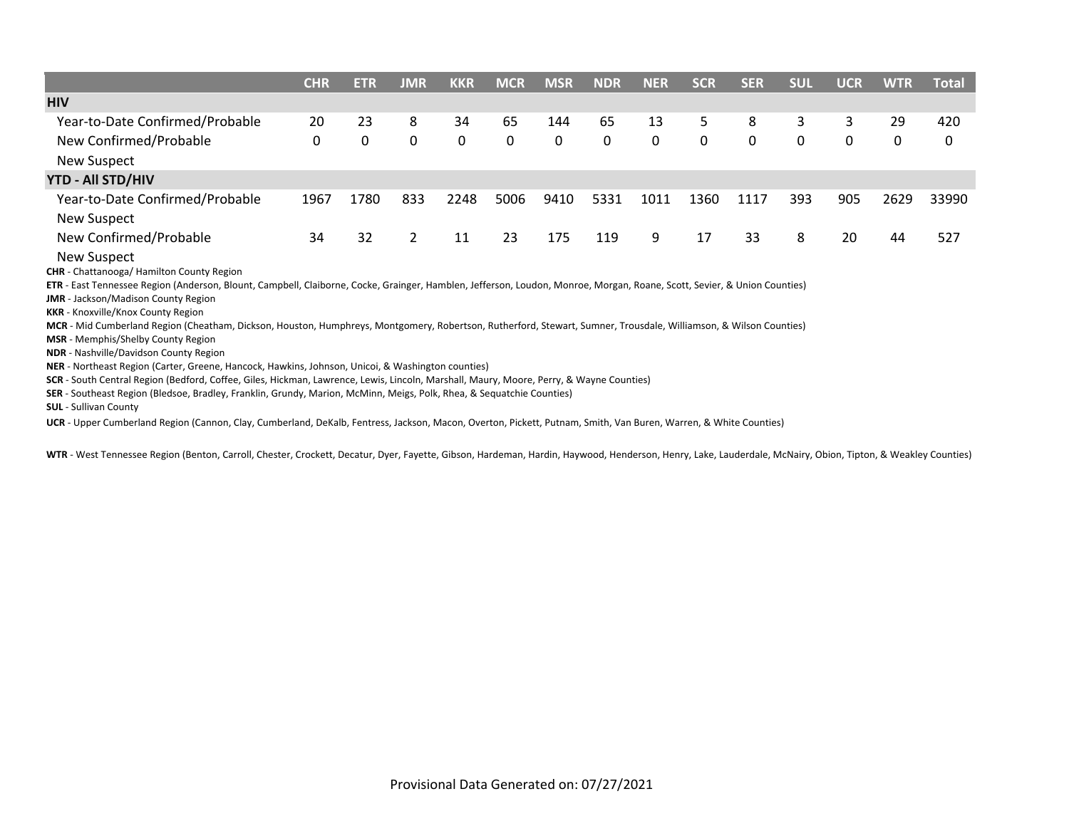| | CHR | ETR | JMR | KKR | MCR | MSR | NDR | NER | SCR | SER | SUL | UCR | WTR | Total |
|---|---|---|---|---|---|---|---|---|---|---|---|---|---|---|
| **HIV** | | | | | | | | | | | | | | |
| Year-to-Date Confirmed/Probable | 20 | 23 | 8 | 34 | 65 | 144 | 65 | 13 | 5 | 8 | 3 | 3 | 29 | 420 |
| New Confirmed/Probable | 0 | 0 | 0 | 0 | 0 | 0 | 0 | 0 | 0 | 0 | 0 | 0 | 0 | 0 |
| New Suspect | | | | | | | | | | | | | | |
| **YTD - All STD/HIV** | | | | | | | | | | | | | | |
| Year-to-Date Confirmed/Probable | 1967 | 1780 | 833 | 2248 | 5006 | 9410 | 5331 | 1011 | 1360 | 1117 | 393 | 905 | 2629 | 33990 |
| New Suspect | | | | | | | | | | | | | | |
| New Confirmed/Probable | 34 | 32 | 2 | 11 | 23 | 175 | 119 | 9 | 17 | 33 | 8 | 20 | 44 | 527 |
| New Suspect | | | | | | | | | | | | | | |

**CHR** - Chattanooga/ Hamilton County Region

**ETR** - East Tennessee Region (Anderson, Blount, Campbell, Claiborne, Cocke, Grainger, Hamblen, Jefferson, Loudon, Monroe, Morgan, Roane, Scott, Sevier, & Union Counties)

**JMR** - Jackson/Madison County Region

**KKR** - Knoxville/Knox County Region

**MCR** - Mid Cumberland Region (Cheatham, Dickson, Houston, Humphreys, Montgomery, Robertson, Rutherford, Stewart, Sumner, Trousdale, Williamson, & Wilson Counties)

**MSR** - Memphis/Shelby County Region

**NDR** - Nashville/Davidson County Region

**NER** - Northeast Region (Carter, Greene, Hancock, Hawkins, Johnson, Unicoi, & Washington counties)

**SCR** - South Central Region (Bedford, Coffee, Giles, Hickman, Lawrence, Lewis, Lincoln, Marshall, Maury, Moore, Perry, & Wayne Counties)

**SER** - Southeast Region (Bledsoe, Bradley, Franklin, Grundy, Marion, McMinn, Meigs, Polk, Rhea, & Sequatchie Counties)

**SUL** - Sullivan County

**UCR** - Upper Cumberland Region (Cannon, Clay, Cumberland, DeKalb, Fentress, Jackson, Macon, Overton, Pickett, Putnam, Smith, Van Buren, Warren, & White Counties)

**WTR** - West Tennessee Region (Benton, Carroll, Chester, Crockett, Decatur, Dyer, Fayette, Gibson, Hardeman, Hardin, Haywood, Henderson, Henry, Lake, Lauderdale, McNairy, Obion, Tipton, & Weakley Counties)

Provisional Data Generated on: 07/27/2021